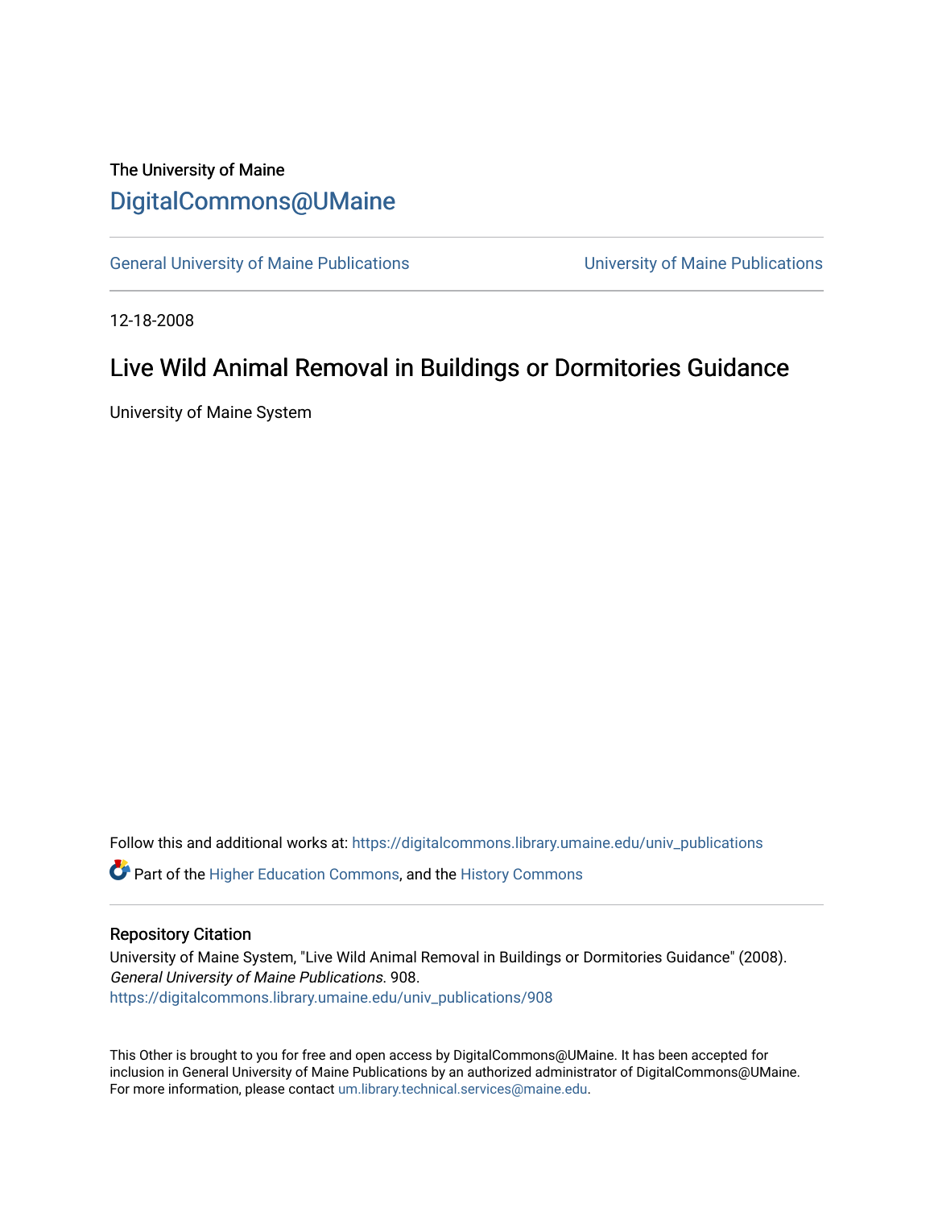The University of Maine

# DigitalCommons@UMaine

General University of Maine Publications | University of Maine Publications

12-18-2008

## Live Wild Animal Removal in Buildings or Dormitories Guidance

University of Maine System

Follow this and additional works at: https://digitalcommons.library.umaine.edu/univ_publications

Part of the Higher Education Commons, and the History Commons

### Repository Citation

University of Maine System, "Live Wild Animal Removal in Buildings or Dormitories Guidance" (2008). *General University of Maine Publications*. 908.
https://digitalcommons.library.umaine.edu/univ_publications/908

This Other is brought to you for free and open access by DigitalCommons@UMaine. It has been accepted for inclusion in General University of Maine Publications by an authorized administrator of DigitalCommons@UMaine. For more information, please contact um.library.technical.services@maine.edu.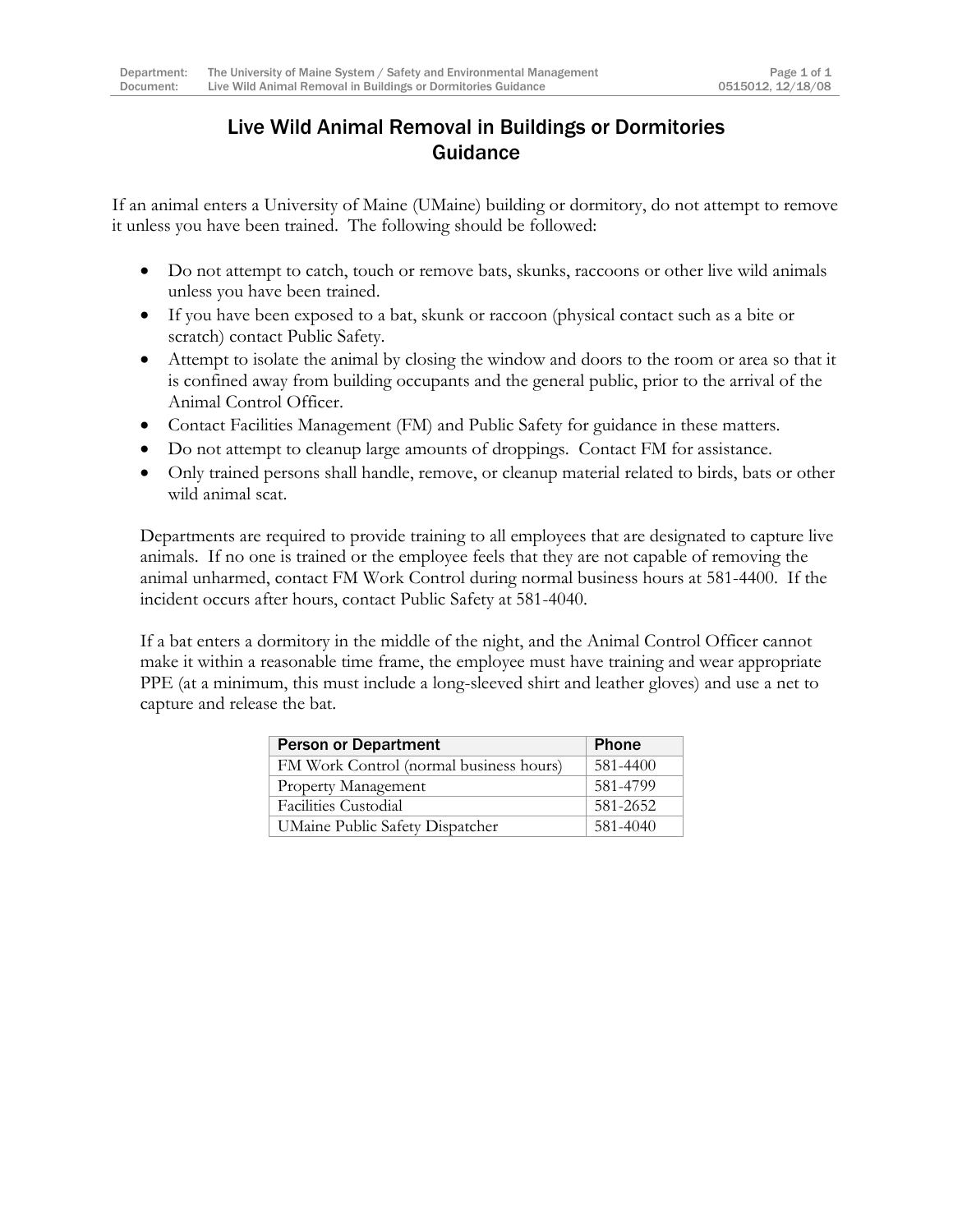# Live Wild Animal Removal in Buildings or Dormitories Guidance

If an animal enters a University of Maine (UMaine) building or dormitory, do not attempt to remove it unless you have been trained. The following should be followed:

- Do not attempt to catch, touch or remove bats, skunks, raccoons or other live wild animals unless you have been trained.
- If you have been exposed to a bat, skunk or raccoon (physical contact such as a bite or scratch) contact Public Safety.
- Attempt to isolate the animal by closing the window and doors to the room or area so that it is confined away from building occupants and the general public, prior to the arrival of the Animal Control Officer.
- Contact Facilities Management (FM) and Public Safety for guidance in these matters.
- Do not attempt to cleanup large amounts of droppings. Contact FM for assistance.
- Only trained persons shall handle, remove, or cleanup material related to birds, bats or other wild animal scat.

Departments are required to provide training to all employees that are designated to capture live animals. If no one is trained or the employee feels that they are not capable of removing the animal unharmed, contact FM Work Control during normal business hours at 581-4400. If the incident occurs after hours, contact Public Safety at 581-4040.

If a bat enters a dormitory in the middle of the night, and the Animal Control Officer cannot make it within a reasonable time frame, the employee must have training and wear appropriate PPE (at a minimum, this must include a long-sleeved shirt and leather gloves) and use a net to capture and release the bat.

| Person or Department | Phone |
|---|---|
| FM Work Control (normal business hours) | 581-4400 |
| Property Management | 581-4799 |
| Facilities Custodial | 581-2652 |
| UMaine Public Safety Dispatcher | 581-4040 |